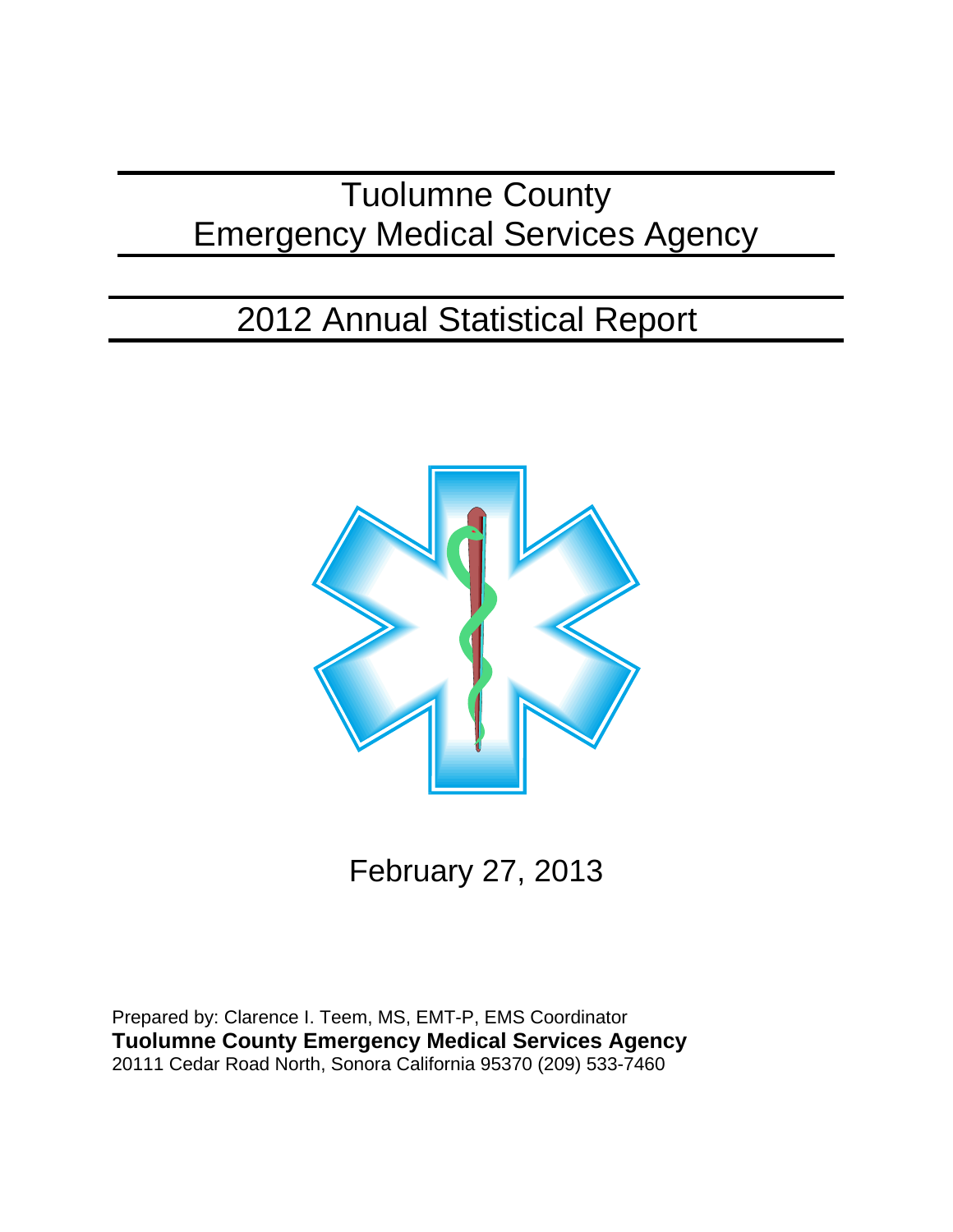# Tuolumne County Emergency Medical Services Agency

## 2012 Annual Statistical Report

February 27, 2013

Prepared by: Clarence I. Teem, MS, EMT-P, EMS Coordinator
**Tuolumne County Emergency Medical Services Agency**
20111 Cedar Road North, Sonora California 95370 (209) 533-7460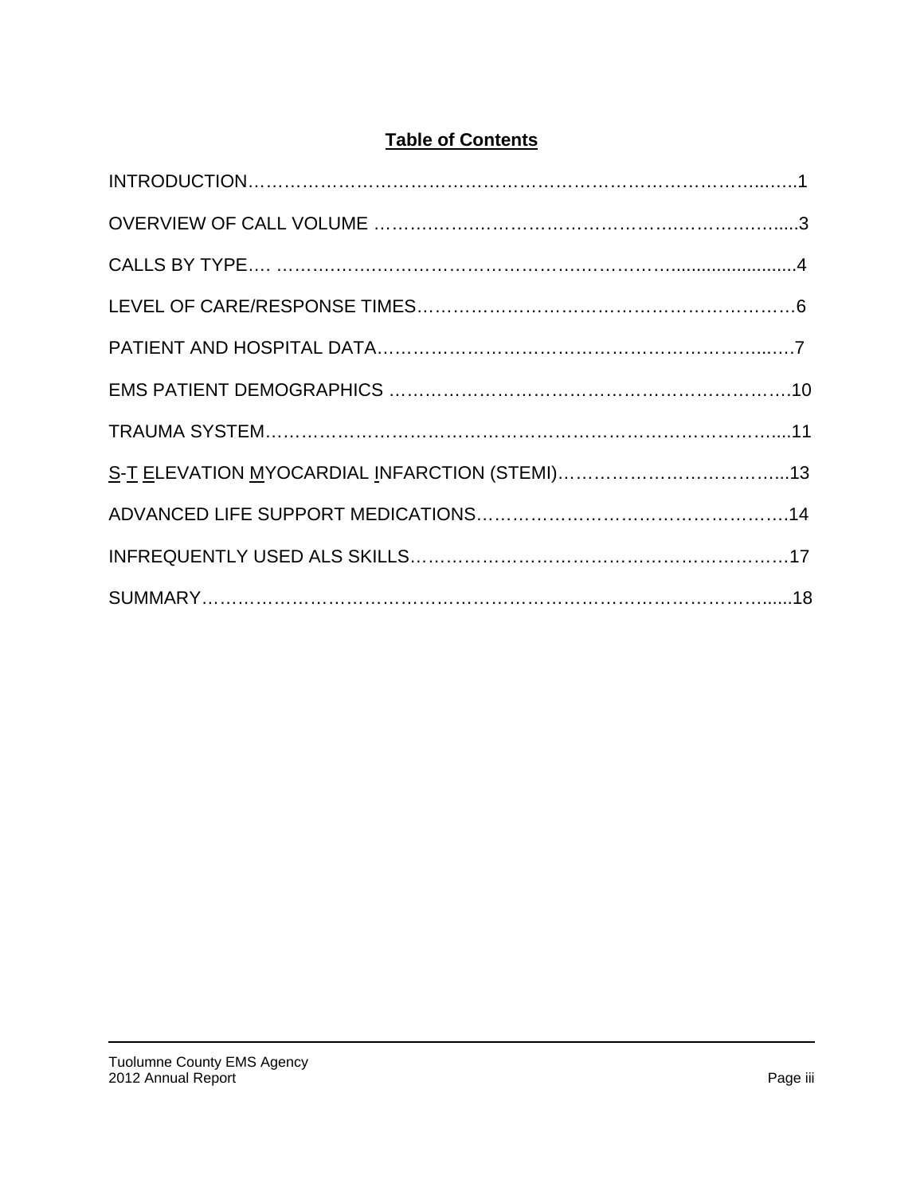## Table of Contents

INTRODUCTION……………………………………………………………………………...….1

OVERVIEW OF CALL VOLUME ……….…….…………………………….……………….....3

CALLS BY TYPE…. ………….….……………………………….…………..........................4

LEVEL OF CARE/RESPONSE TIMES………………………….……………………………6

PATIENT AND HOSPITAL DATA……………………………………………………......…7

EMS PATIENT DEMOGRAPHICS ……….…………………….…………………….………10

TRAUMA SYSTEM…………………………………………………………………………....11

S-T ELEVATION MYOCARDIAL INFARCTION (STEMI)………………………………...13

ADVANCED LIFE SUPPORT MEDICATIONS……………………………………………..14

INFREQUENTLY USED ALS SKILLS…………………………………………………….…17

SUMMARY………………………………………………………………………………......18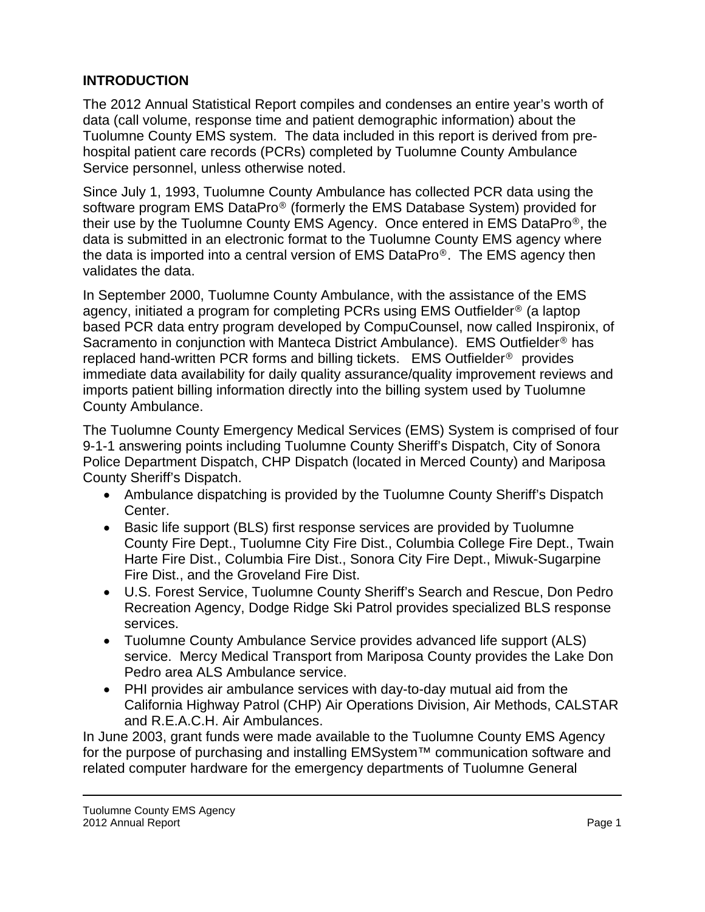## INTRODUCTION

The 2012 Annual Statistical Report compiles and condenses an entire year's worth of data (call volume, response time and patient demographic information) about the Tuolumne County EMS system. The data included in this report is derived from pre-hospital patient care records (PCRs) completed by Tuolumne County Ambulance Service personnel, unless otherwise noted.

Since July 1, 1993, Tuolumne County Ambulance has collected PCR data using the software program EMS DataPro® (formerly the EMS Database System) provided for their use by the Tuolumne County EMS Agency. Once entered in EMS DataPro®, the data is submitted in an electronic format to the Tuolumne County EMS agency where the data is imported into a central version of EMS DataPro®. The EMS agency then validates the data.

In September 2000, Tuolumne County Ambulance, with the assistance of the EMS agency, initiated a program for completing PCRs using EMS Outfielder® (a laptop based PCR data entry program developed by CompuCounsel, now called Inspironix, of Sacramento in conjunction with Manteca District Ambulance). EMS Outfielder® has replaced hand-written PCR forms and billing tickets. EMS Outfielder® provides immediate data availability for daily quality assurance/quality improvement reviews and imports patient billing information directly into the billing system used by Tuolumne County Ambulance.

The Tuolumne County Emergency Medical Services (EMS) System is comprised of four 9-1-1 answering points including Tuolumne County Sheriff's Dispatch, City of Sonora Police Department Dispatch, CHP Dispatch (located in Merced County) and Mariposa County Sheriff's Dispatch.

- Ambulance dispatching is provided by the Tuolumne County Sheriff's Dispatch Center.
- Basic life support (BLS) first response services are provided by Tuolumne County Fire Dept., Tuolumne City Fire Dist., Columbia College Fire Dept., Twain Harte Fire Dist., Columbia Fire Dist., Sonora City Fire Dept., Miwuk-Sugarpine Fire Dist., and the Groveland Fire Dist.
- U.S. Forest Service, Tuolumne County Sheriff's Search and Rescue, Don Pedro Recreation Agency, Dodge Ridge Ski Patrol provides specialized BLS response services.
- Tuolumne County Ambulance Service provides advanced life support (ALS) service. Mercy Medical Transport from Mariposa County provides the Lake Don Pedro area ALS Ambulance service.
- PHI provides air ambulance services with day-to-day mutual aid from the California Highway Patrol (CHP) Air Operations Division, Air Methods, CALSTAR and R.E.A.C.H. Air Ambulances.

In June 2003, grant funds were made available to the Tuolumne County EMS Agency for the purpose of purchasing and installing EMSystem™ communication software and related computer hardware for the emergency departments of Tuolumne General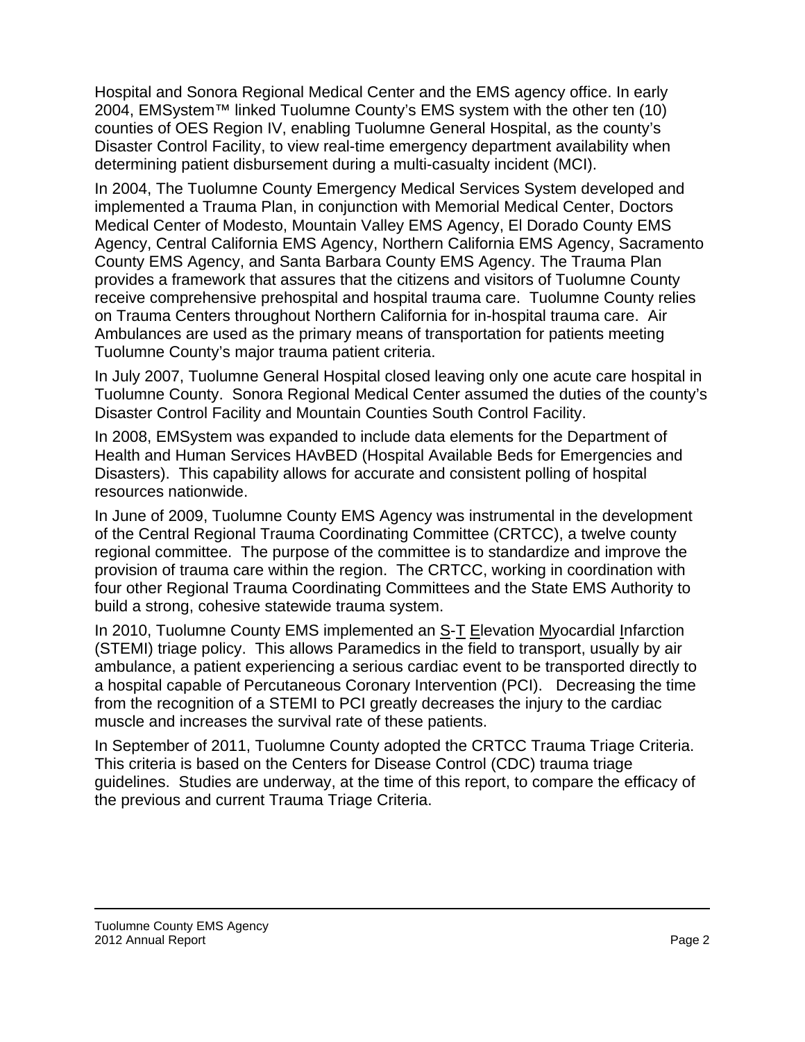Hospital and Sonora Regional Medical Center and the EMS agency office. In early 2004, EMSystem™ linked Tuolumne County's EMS system with the other ten (10) counties of OES Region IV, enabling Tuolumne General Hospital, as the county's Disaster Control Facility, to view real-time emergency department availability when determining patient disbursement during a multi-casualty incident (MCI).

In 2004, The Tuolumne County Emergency Medical Services System developed and implemented a Trauma Plan, in conjunction with Memorial Medical Center, Doctors Medical Center of Modesto, Mountain Valley EMS Agency, El Dorado County EMS Agency, Central California EMS Agency, Northern California EMS Agency, Sacramento County EMS Agency, and Santa Barbara County EMS Agency. The Trauma Plan provides a framework that assures that the citizens and visitors of Tuolumne County receive comprehensive prehospital and hospital trauma care. Tuolumne County relies on Trauma Centers throughout Northern California for in-hospital trauma care. Air Ambulances are used as the primary means of transportation for patients meeting Tuolumne County's major trauma patient criteria.

In July 2007, Tuolumne General Hospital closed leaving only one acute care hospital in Tuolumne County. Sonora Regional Medical Center assumed the duties of the county's Disaster Control Facility and Mountain Counties South Control Facility.

In 2008, EMSystem was expanded to include data elements for the Department of Health and Human Services HAvBED (Hospital Available Beds for Emergencies and Disasters). This capability allows for accurate and consistent polling of hospital resources nationwide.

In June of 2009, Tuolumne County EMS Agency was instrumental in the development of the Central Regional Trauma Coordinating Committee (CRTCC), a twelve county regional committee. The purpose of the committee is to standardize and improve the provision of trauma care within the region. The CRTCC, working in coordination with four other Regional Trauma Coordinating Committees and the State EMS Authority to build a strong, cohesive statewide trauma system.

In 2010, Tuolumne County EMS implemented an S-T Elevation Myocardial Infarction (STEMI) triage policy. This allows Paramedics in the field to transport, usually by air ambulance, a patient experiencing a serious cardiac event to be transported directly to a hospital capable of Percutaneous Coronary Intervention (PCI). Decreasing the time from the recognition of a STEMI to PCI greatly decreases the injury to the cardiac muscle and increases the survival rate of these patients.

In September of 2011, Tuolumne County adopted the CRTCC Trauma Triage Criteria. This criteria is based on the Centers for Disease Control (CDC) trauma triage guidelines. Studies are underway, at the time of this report, to compare the efficacy of the previous and current Trauma Triage Criteria.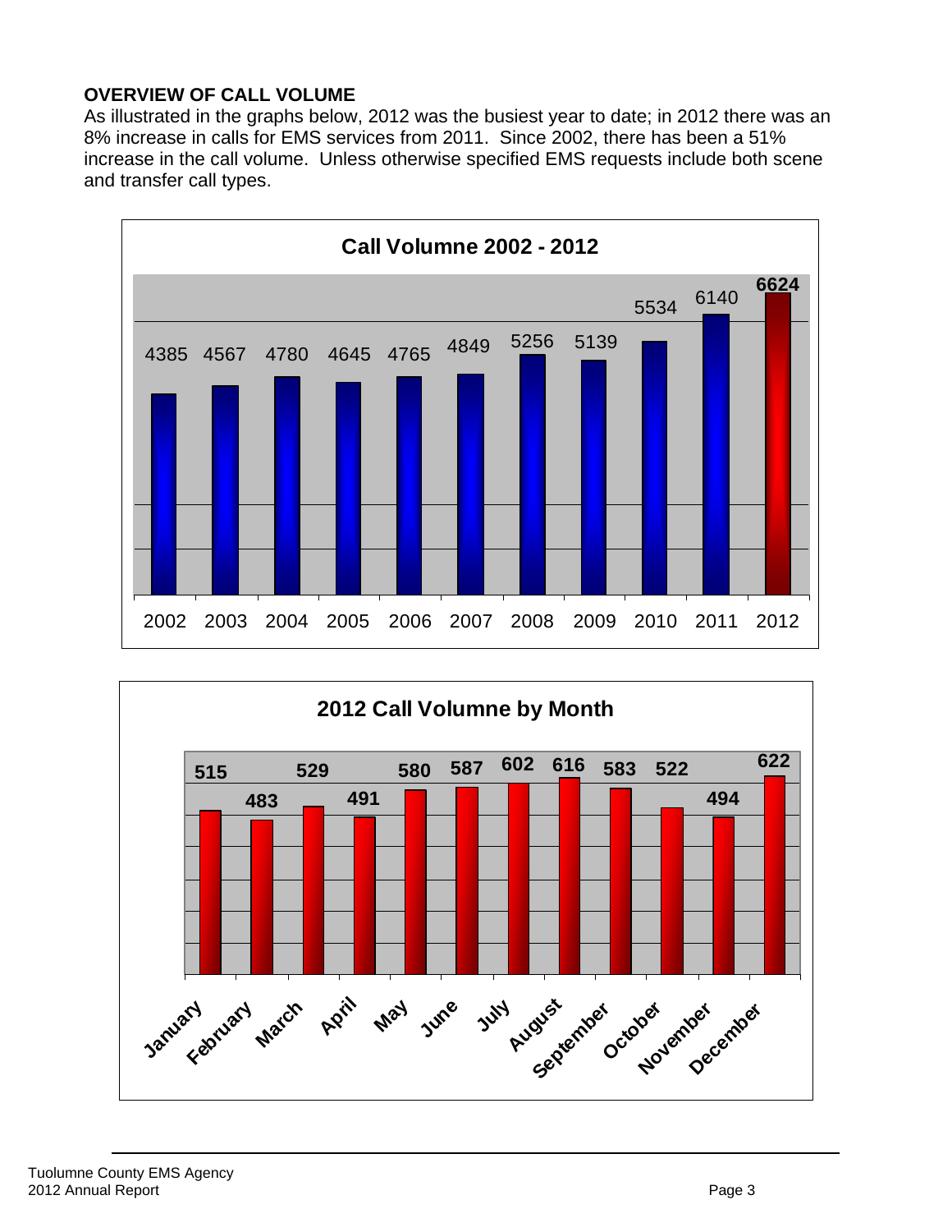**OVERVIEW OF CALL VOLUME**

As illustrated in the graphs below, 2012 was the busiest year to date; in 2012 there was an 8% increase in calls for EMS services from 2011. Since 2002, there has been a 51% increase in the call volume. Unless otherwise specified EMS requests include both scene and transfer call types.

**Call Volumne 2002 - 2012**

| Year | Calls |
|---|---|
| 2002 | 4385 |
| 2003 | 4567 |
| 2004 | 4780 |
| 2005 | 4645 |
| 2006 | 4765 |
| 2007 | 4849 |
| 2008 | 5256 |
| 2009 | 5139 |
| 2010 | 5534 |
| 2011 | 6140 |
| 2012 | 6624 |

**2012 Call Volumne by Month**

| Month | Calls |
|---|---|
| January | 515 |
| February | 483 |
| March | 529 |
| April | 491 |
| May | 580 |
| June | 587 |
| July | 602 |
| August | 616 |
| September | 583 |
| October | 522 |
| November | 494 |
| December | 622 |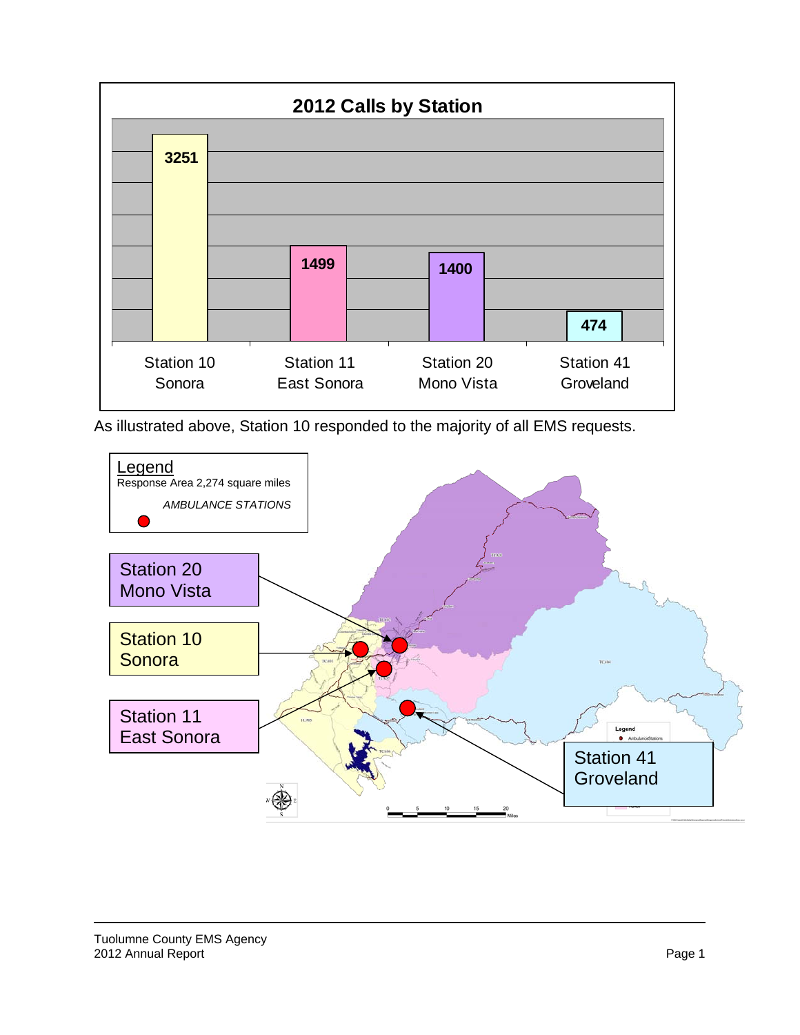**2012 Calls by Station**

| Station | Calls |
|---|---|
| Station 10 Sonora | 3251 |
| Station 11 East Sonora | 1499 |
| Station 20 Mono Vista | 1400 |
| Station 41 Groveland | 474 |

As illustrated above, Station 10 responded to the majority of all EMS requests.

Legend
Response Area 2,274 square miles

*AMBULANCE STATIONS*

Station 20 Mono Vista

Station 10 Sonora

Station 11 East Sonora

Station 41 Groveland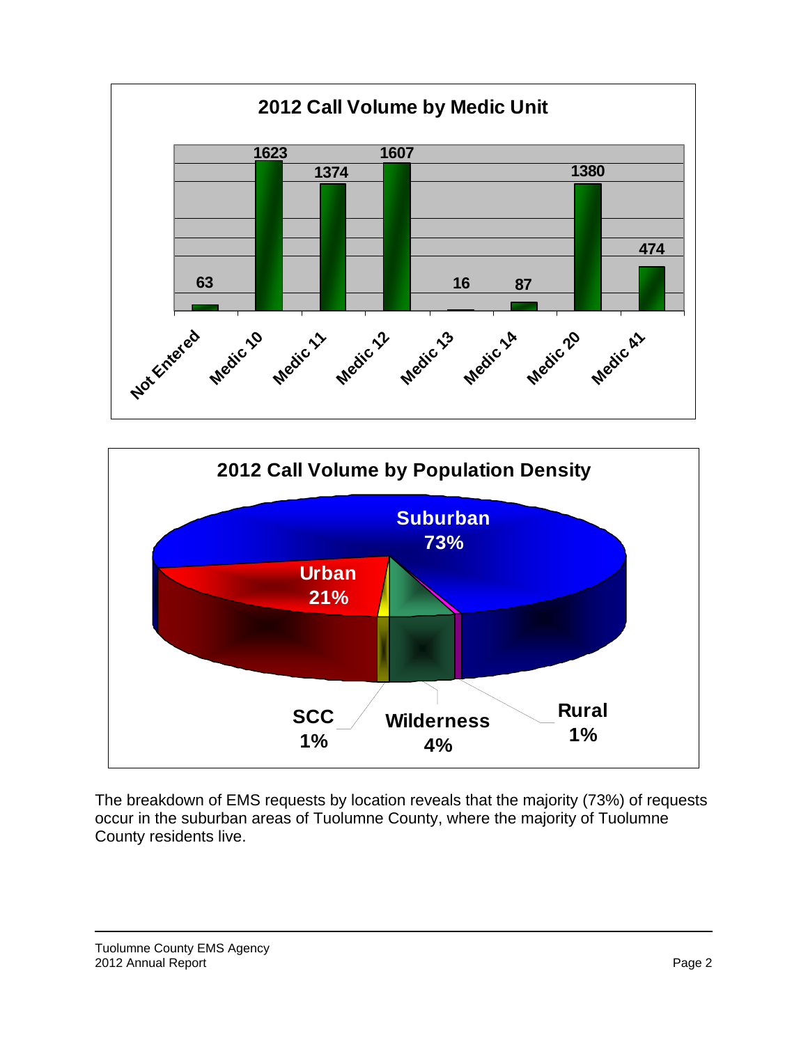**2012 Call Volume by Medic Unit**

| Medic Unit | Calls |
|---|---|
| Not Entered | 63 |
| Medic 10 | 1623 |
| Medic 11 | 1374 |
| Medic 12 | 1607 |
| Medic 13 | 16 |
| Medic 14 | 87 |
| Medic 20 | 1380 |
| Medic 41 | 474 |

**2012 Call Volume by Population Density**

| Population Density | Percent |
|---|---|
| Suburban | 73% |
| Urban | 21% |
| SCC | 1% |
| Wilderness | 4% |
| Rural | 1% |

The breakdown of EMS requests by location reveals that the majority (73%) of requests occur in the suburban areas of Tuolumne County, where the majority of Tuolumne County residents live.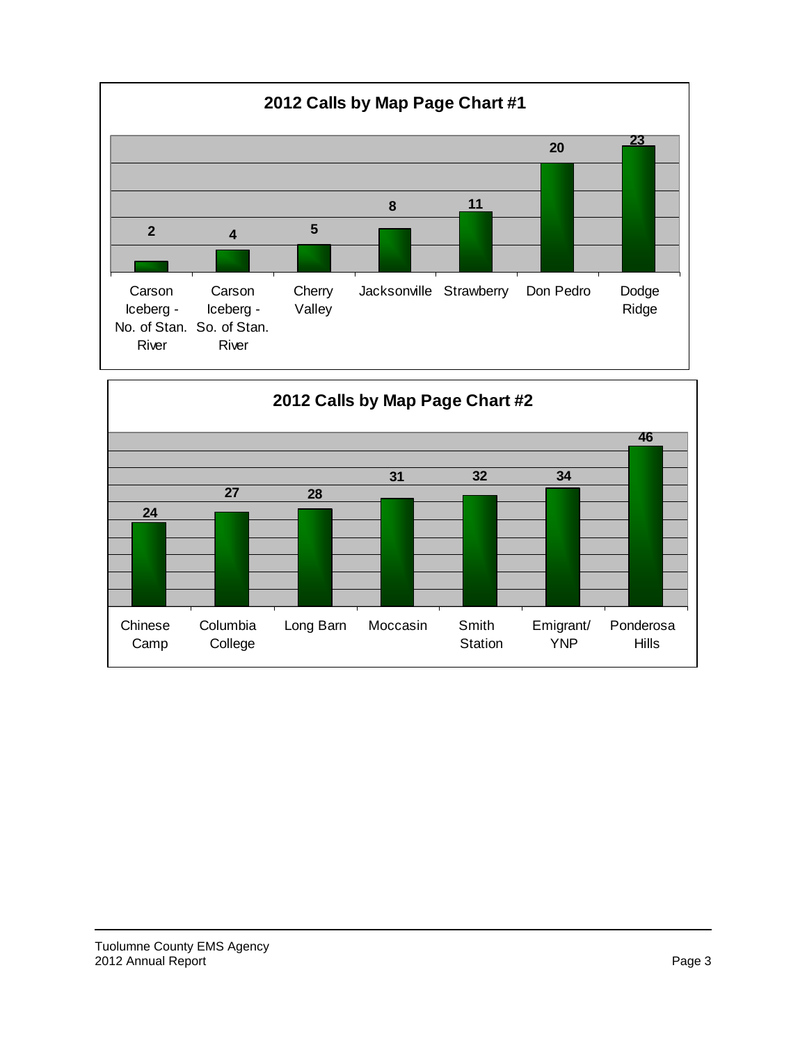## 2012 Calls by Map Page Chart #1

| Map Page | Calls |
|---|---|
| Carson Iceberg - No. of Stan. River | 2 |
| Carson Iceberg - So. of Stan. River | 4 |
| Cherry Valley | 5 |
| Jacksonville | 8 |
| Strawberry | 11 |
| Don Pedro | 20 |
| Dodge Ridge | 23 |

## 2012 Calls by Map Page Chart #2

| Map Page | Calls |
|---|---|
| Chinese Camp | 24 |
| Columbia College | 27 |
| Long Barn | 28 |
| Moccasin | 31 |
| Smith Station | 32 |
| Emigrant/ YNP | 34 |
| Ponderosa Hills | 46 |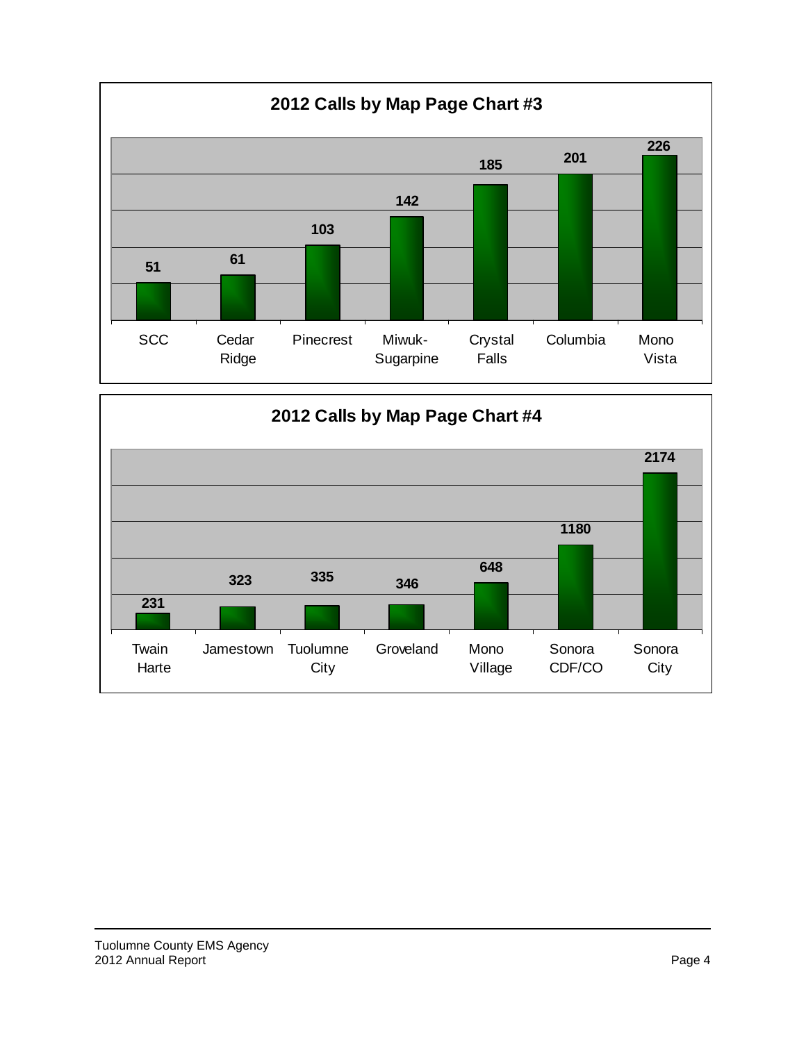## 2012 Calls by Map Page Chart #3

| Map Page | Calls |
| --- | --- |
| SCC | 51 |
| Cedar Ridge | 61 |
| Pinecrest | 103 |
| Miwuk-Sugarpine | 142 |
| Crystal Falls | 185 |
| Columbia | 201 |
| Mono Vista | 226 |

## 2012 Calls by Map Page Chart #4

| Map Page | Calls |
| --- | --- |
| Twain Harte | 231 |
| Jamestown | 323 |
| Tuolumne City | 335 |
| Groveland | 346 |
| Mono Village | 648 |
| Sonora CDF/CO | 1180 |
| Sonora City | 2174 |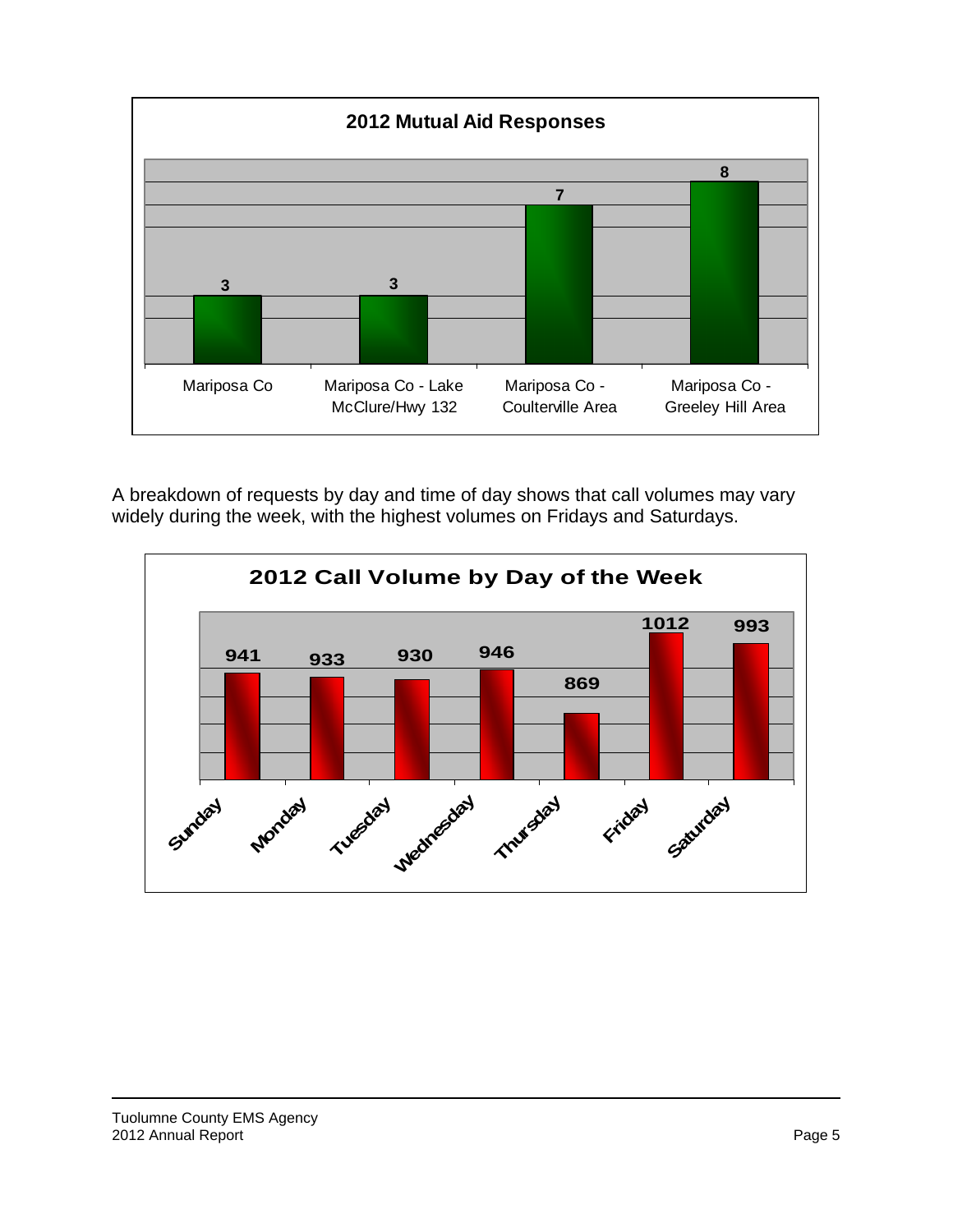**2012 Mutual Aid Responses**

| Area | Responses |
| --- | --- |
| Mariposa Co | 3 |
| Mariposa Co - Lake McClure/Hwy 132 | 3 |
| Mariposa Co - Coulterville Area | 7 |
| Mariposa Co - Greeley Hill Area | 8 |

A breakdown of requests by day and time of day shows that call volumes may vary widely during the week, with the highest volumes on Fridays and Saturdays.

**2012 Call Volume by Day of the Week**

| Day | Call Volume |
| --- | --- |
| Sunday | 941 |
| Monday | 933 |
| Tuesday | 930 |
| Wednesday | 946 |
| Thursday | 869 |
| Friday | 1012 |
| Saturday | 993 |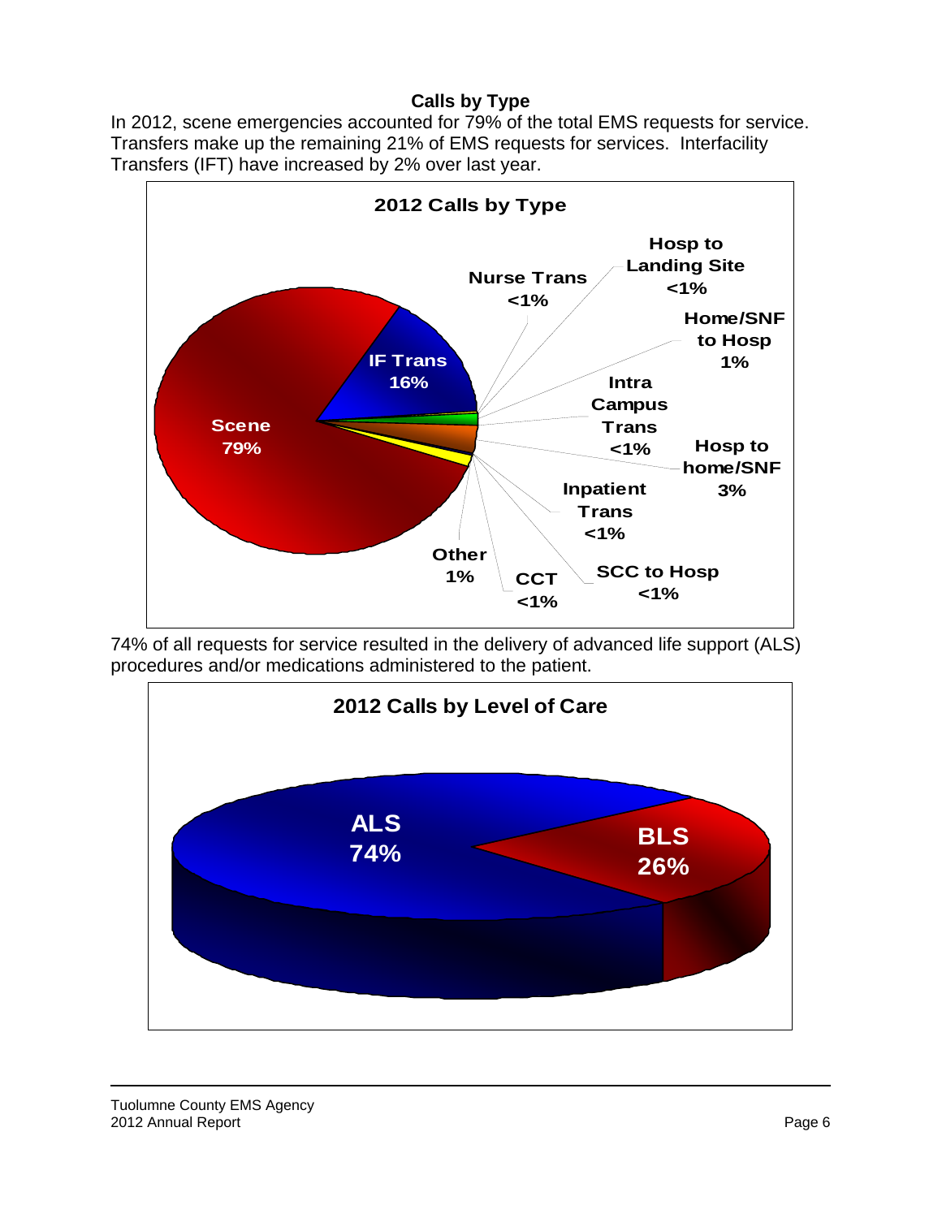## Calls by Type

In 2012, scene emergencies accounted for 79% of the total EMS requests for service. Transfers make up the remaining 21% of EMS requests for services. Interfacility Transfers (IFT) have increased by 2% over last year.

**2012 Calls by Type**

| Type | Percent |
|---|---|
| Scene | 79% |
| IF Trans | 16% |
| Nurse Trans | <1% |
| Hosp to Landing Site | <1% |
| Home/SNF to Hosp | 1% |
| Intra Campus Trans | <1% |
| Hosp to home/SNF | 3% |
| Inpatient Trans | <1% |
| SCC to Hosp | <1% |
| CCT | <1% |
| Other | 1% |

74% of all requests for service resulted in the delivery of advanced life support (ALS) procedures and/or medications administered to the patient.

**2012 Calls by Level of Care**

| Level of Care | Percent |
|---|---|
| ALS | 74% |
| BLS | 26% |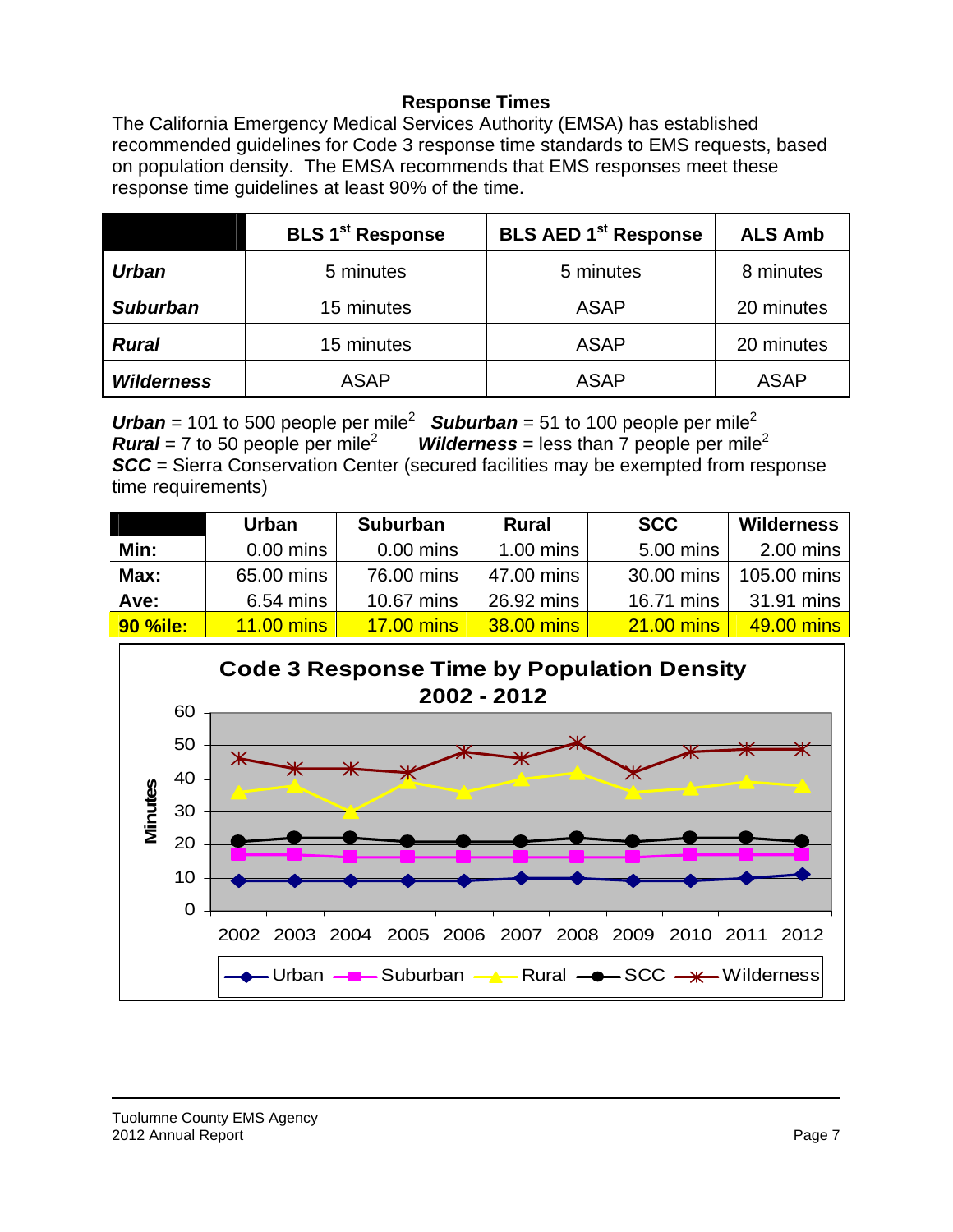### Response Times

The California Emergency Medical Services Authority (EMSA) has established recommended guidelines for Code 3 response time standards to EMS requests, based on population density. The EMSA recommends that EMS responses meet these response time guidelines at least 90% of the time.

| | BLS 1st Response | BLS AED 1st Response | ALS Amb |
|---|---|---|---|
| ***Urban*** | 5 minutes | 5 minutes | 8 minutes |
| ***Suburban*** | 15 minutes | ASAP | 20 minutes |
| ***Rural*** | 15 minutes | ASAP | 20 minutes |
| ***Wilderness*** | ASAP | ASAP | ASAP |

***Urban*** = 101 to 500 people per mile$^2$ ***Suburban*** = 51 to 100 people per mile$^2$
***Rural*** = 7 to 50 people per mile$^2$ ***Wilderness*** = less than 7 people per mile$^2$
***SCC*** = Sierra Conservation Center (secured facilities may be exempted from response time requirements)

| | Urban | Suburban | Rural | SCC | Wilderness |
|---|---|---|---|---|---|
| **Min:** | 0.00 mins | 0.00 mins | 1.00 mins | 5.00 mins | 2.00 mins |
| **Max:** | 65.00 mins | 76.00 mins | 47.00 mins | 30.00 mins | 105.00 mins |
| **Ave:** | 6.54 mins | 10.67 mins | 26.92 mins | 16.71 mins | 31.91 mins |
| **90 %ile:** | 11.00 mins | 17.00 mins | 38.00 mins | 21.00 mins | 49.00 mins |

**Code 3 Response Time by Population Density 2002 - 2012**

| Year | Urban | Suburban | Rural | SCC | Wilderness |
|---|---|---|---|---|---|
| 2002 | 9 | 17 | 36 | 21 | 46 |
| 2003 | 9 | 17 | 38 | 22 | 43 |
| 2004 | 9 | 16 | 30 | 22 | 43 |
| 2005 | 9 | 16 | 39 | 21 | 42 |
| 2006 | 9 | 16 | 36 | 21 | 48 |
| 2007 | 10 | 16 | 40 | 21 | 46 |
| 2008 | 10 | 16 | 42 | 22 | 51 |
| 2009 | 9 | 16 | 36 | 21 | 42 |
| 2010 | 9 | 17 | 37 | 22 | 48 |
| 2011 | 10 | 17 | 39 | 22 | 49 |
| 2012 | 11 | 17 | 38 | 21 | 49 |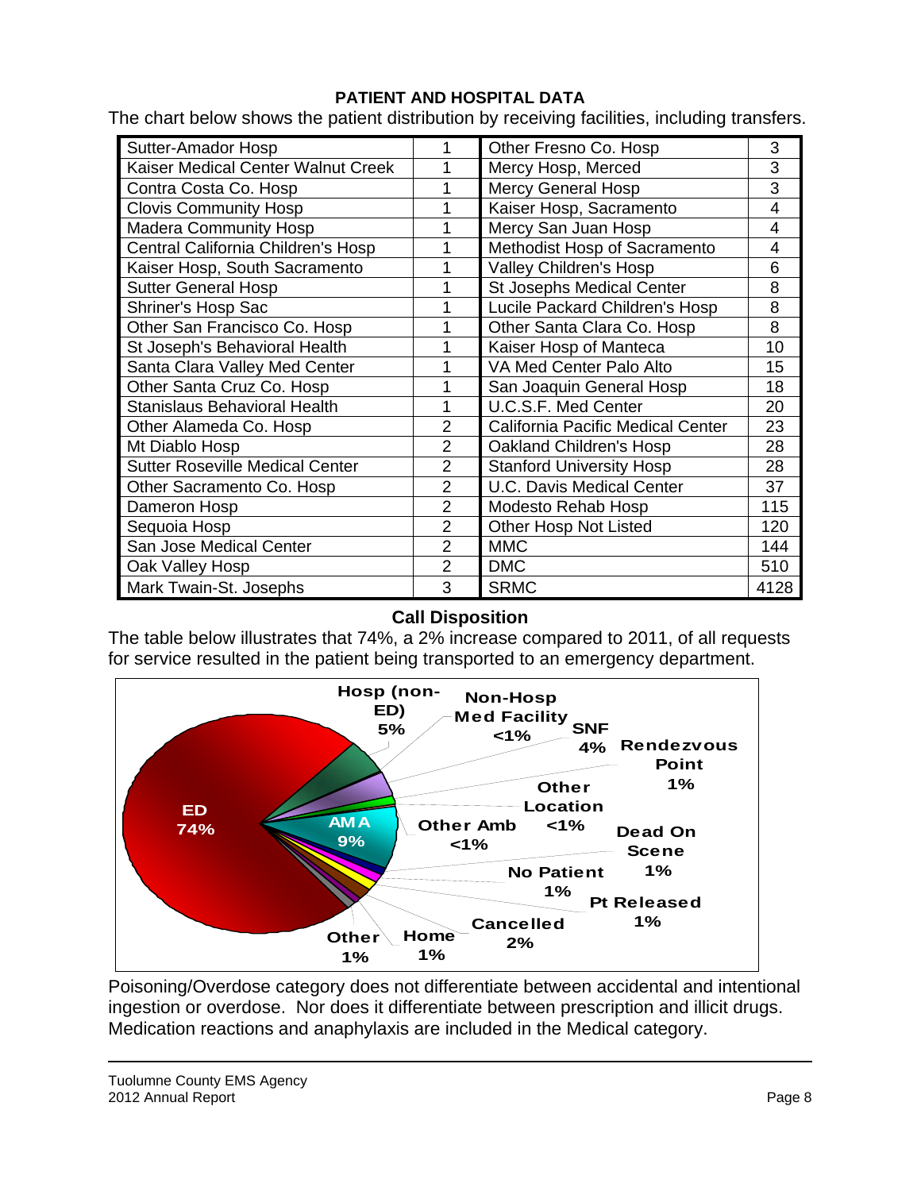**PATIENT AND HOSPITAL DATA**

The chart below shows the patient distribution by receiving facilities, including transfers.

| Facility | Count | Facility | Count |
|---|---|---|---|
| Sutter-Amador Hosp | 1 | Other Fresno Co. Hosp | 3 |
| Kaiser Medical Center Walnut Creek | 1 | Mercy Hosp, Merced | 3 |
| Contra Costa Co. Hosp | 1 | Mercy General Hosp | 3 |
| Clovis Community Hosp | 1 | Kaiser Hosp, Sacramento | 4 |
| Madera Community Hosp | 1 | Mercy San Juan Hosp | 4 |
| Central California Children's Hosp | 1 | Methodist Hosp of Sacramento | 4 |
| Kaiser Hosp, South Sacramento | 1 | Valley Children's Hosp | 6 |
| Sutter General Hosp | 1 | St Josephs Medical Center | 8 |
| Shriner's Hosp Sac | 1 | Lucile Packard Children's Hosp | 8 |
| Other San Francisco Co. Hosp | 1 | Other Santa Clara Co. Hosp | 8 |
| St Joseph's Behavioral Health | 1 | Kaiser Hosp of Manteca | 10 |
| Santa Clara Valley Med Center | 1 | VA Med Center Palo Alto | 15 |
| Other Santa Cruz Co. Hosp | 1 | San Joaquin General Hosp | 18 |
| Stanislaus Behavioral Health | 1 | U.C.S.F. Med Center | 20 |
| Other Alameda Co. Hosp | 2 | California Pacific Medical Center | 23 |
| Mt Diablo Hosp | 2 | Oakland Children's Hosp | 28 |
| Sutter Roseville Medical Center | 2 | Stanford University Hosp | 28 |
| Other Sacramento Co. Hosp | 2 | U.C. Davis Medical Center | 37 |
| Dameron Hosp | 2 | Modesto Rehab Hosp | 115 |
| Sequoia Hosp | 2 | Other Hosp Not Listed | 120 |
| San Jose Medical Center | 2 | MMC | 144 |
| Oak Valley Hosp | 2 | DMC | 510 |
| Mark Twain-St. Josephs | 3 | SRMC | 4128 |

**Call Disposition**

The table below illustrates that 74%, a 2% increase compared to 2011, of all requests for service resulted in the patient being transported to an emergency department.

| Disposition | Percent |
|---|---|
| ED | 74% |
| AMA | 9% |
| Hosp (non-ED) | 5% |
| Non-Hosp Med Facility | <1% |
| SNF | 4% |
| Rendezvous Point | 1% |
| Other Location | <1% |
| Other Amb | <1% |
| Dead On Scene | 1% |
| No Patient | 1% |
| Pt Released | 1% |
| Cancelled | 2% |
| Home | 1% |
| Other | 1% |

Poisoning/Overdose category does not differentiate between accidental and intentional ingestion or overdose. Nor does it differentiate between prescription and illicit drugs. Medication reactions and anaphylaxis are included in the Medical category.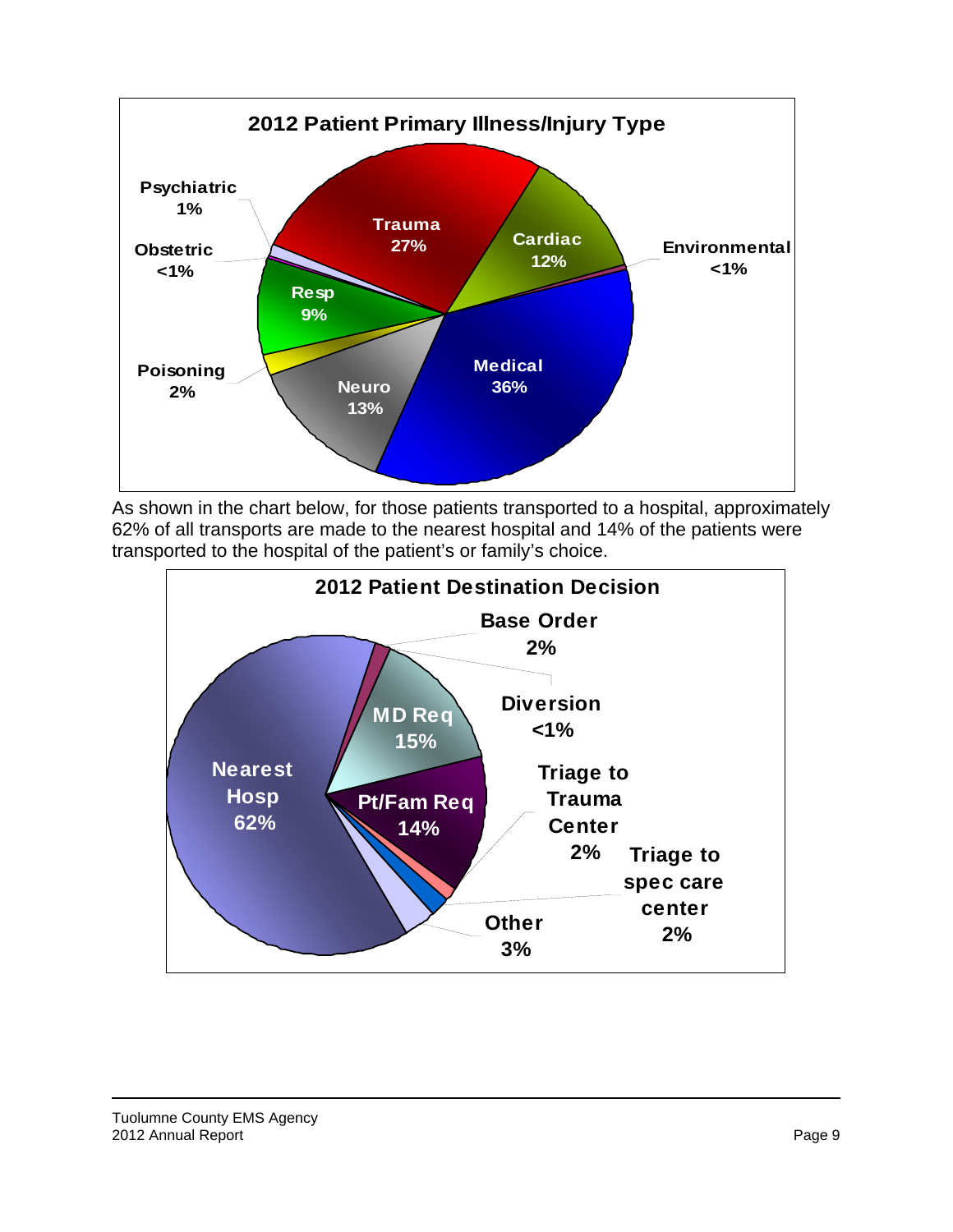**2012 Patient Primary Illness/Injury Type**

| Type | Percent |
|---|---|
| Trauma | 27% |
| Cardiac | 12% |
| Environmental | <1% |
| Medical | 36% |
| Neuro | 13% |
| Poisoning | 2% |
| Resp | 9% |
| Obstetric | <1% |
| Psychiatric | 1% |

As shown in the chart below, for those patients transported to a hospital, approximately 62% of all transports are made to the nearest hospital and 14% of the patients were transported to the hospital of the patient's or family's choice.

**2012 Patient Destination Decision**

| Decision | Percent |
|---|---|
| Nearest Hosp | 62% |
| Base Order | 2% |
| MD Req | 15% |
| Diversion | <1% |
| Pt/Fam Req | 14% |
| Triage to Trauma Center | 2% |
| Triage to spec care center | 2% |
| Other | 3% |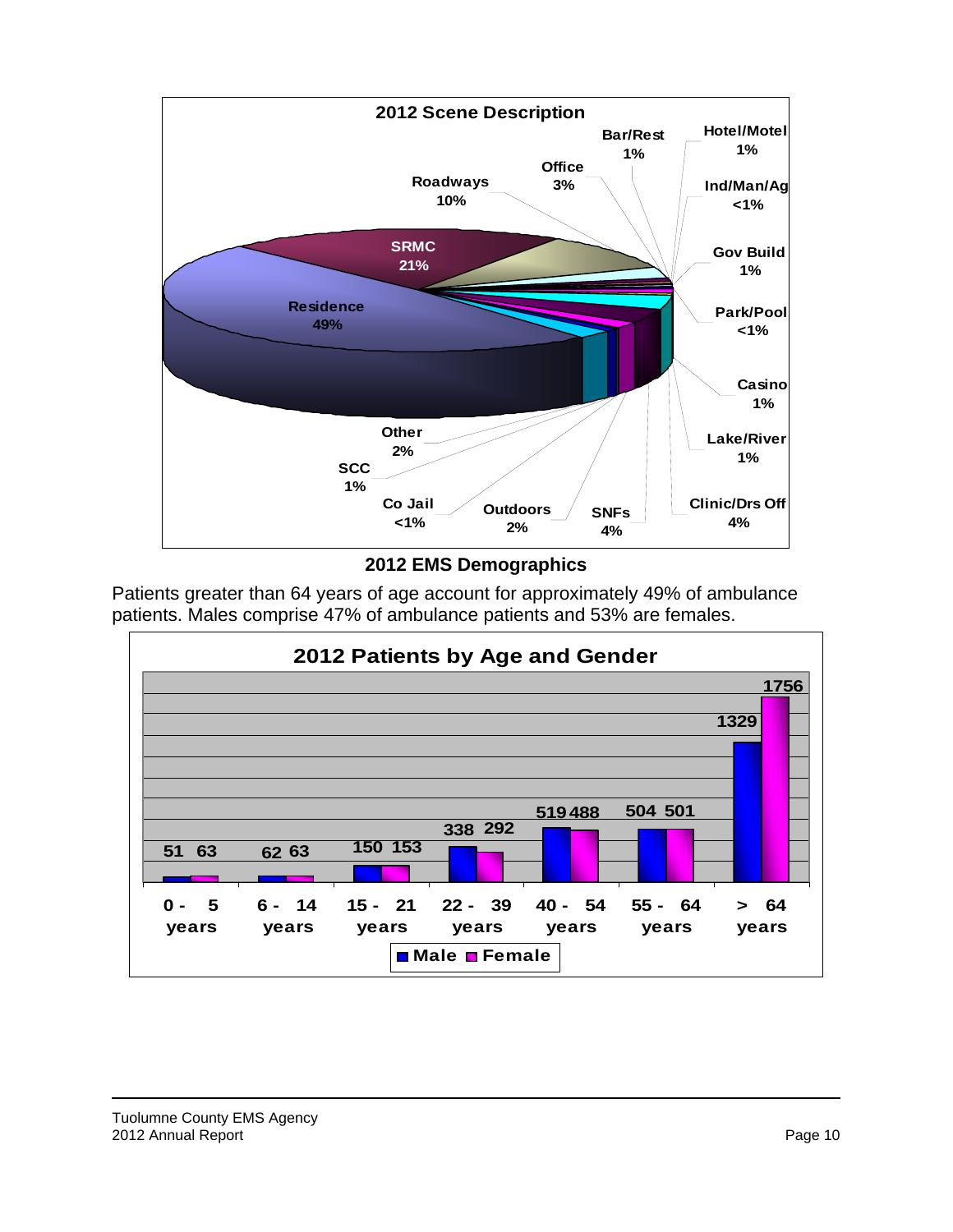**2012 Scene Description**

| Scene | Percent |
|---|---|
| Residence | 49% |
| SRMC | 21% |
| Roadways | 10% |
| Office | 3% |
| Bar/Rest | 1% |
| Hotel/Motel | 1% |
| Ind/Man/Ag | <1% |
| Gov Build | 1% |
| Park/Pool | <1% |
| Casino | 1% |
| Lake/River | 1% |
| Clinic/Drs Off | 4% |
| SNFs | 4% |
| Outdoors | 2% |
| Co Jail | <1% |
| SCC | 1% |
| Other | 2% |

## 2012 EMS Demographics

Patients greater than 64 years of age account for approximately 49% of ambulance patients. Males comprise 47% of ambulance patients and 53% are females.

**2012 Patients by Age and Gender**

| Age | Male | Female |
|---|---|---|
| 0 - 5 years | 51 | 63 |
| 6 - 14 years | 62 | 63 |
| 15 - 21 years | 150 | 153 |
| 22 - 39 years | 338 | 292 |
| 40 - 54 years | 519 | 488 |
| 55 - 64 years | 504 | 501 |
| > 64 years | 1329 | 1756 |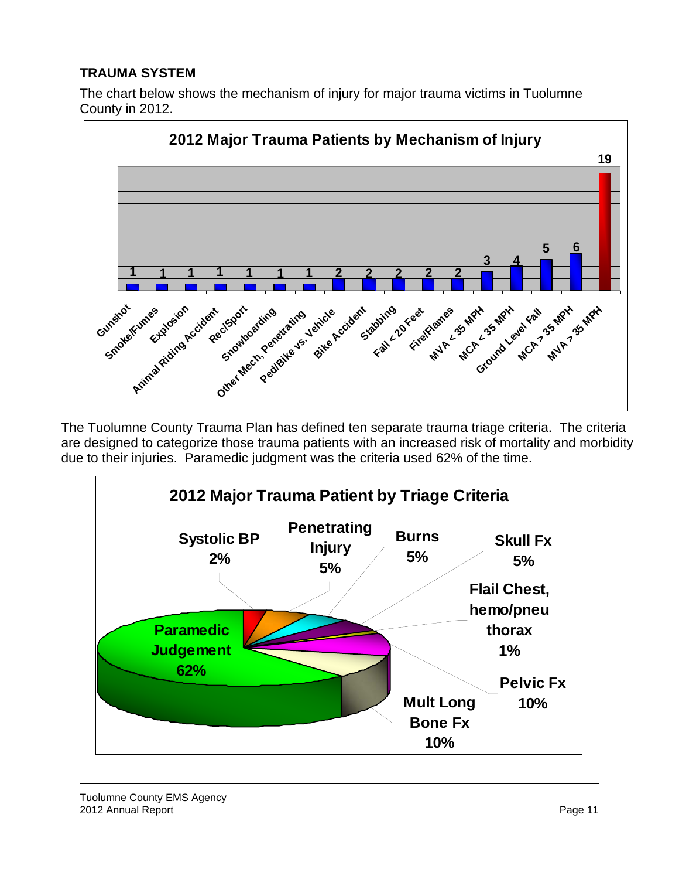**TRAUMA SYSTEM**

The chart below shows the mechanism of injury for major trauma victims in Tuolumne County in 2012.

**2012 Major Trauma Patients by Mechanism of Injury**

| Mechanism of Injury | Patients |
|---|---|
| Gunshot | 1 |
| Smoke/Fumes | 1 |
| Explosion | 1 |
| Animal Riding Accident | 1 |
| Rec/Sport | 1 |
| Snowboarding | 1 |
| Other Mech, Penetrating | 1 |
| Ped/Bike vs. Vehicle | 2 |
| Bike Accident | 2 |
| Stabbing | 2 |
| Fall < 20 Feet | 2 |
| Fire/Flames | 2 |
| MVA < 35 MPH | 3 |
| MCA < 35 MPH | 4 |
| Ground Level Fall | 5 |
| MCA > 35 MPH | 6 |
| MVA > 35 MPH | 19 |

The Tuolumne County Trauma Plan has defined ten separate trauma triage criteria. The criteria are designed to categorize those trauma patients with an increased risk of mortality and morbidity due to their injuries. Paramedic judgment was the criteria used 62% of the time.

**2012 Major Trauma Patient by Triage Criteria**

| Triage Criteria | Percent |
|---|---|
| Paramedic Judgement | 62% |
| Systolic BP | 2% |
| Penetrating Injury | 5% |
| Burns | 5% |
| Skull Fx | 5% |
| Flail Chest, hemo/pneu thorax | 1% |
| Pelvic Fx | 10% |
| Mult Long Bone Fx | 10% |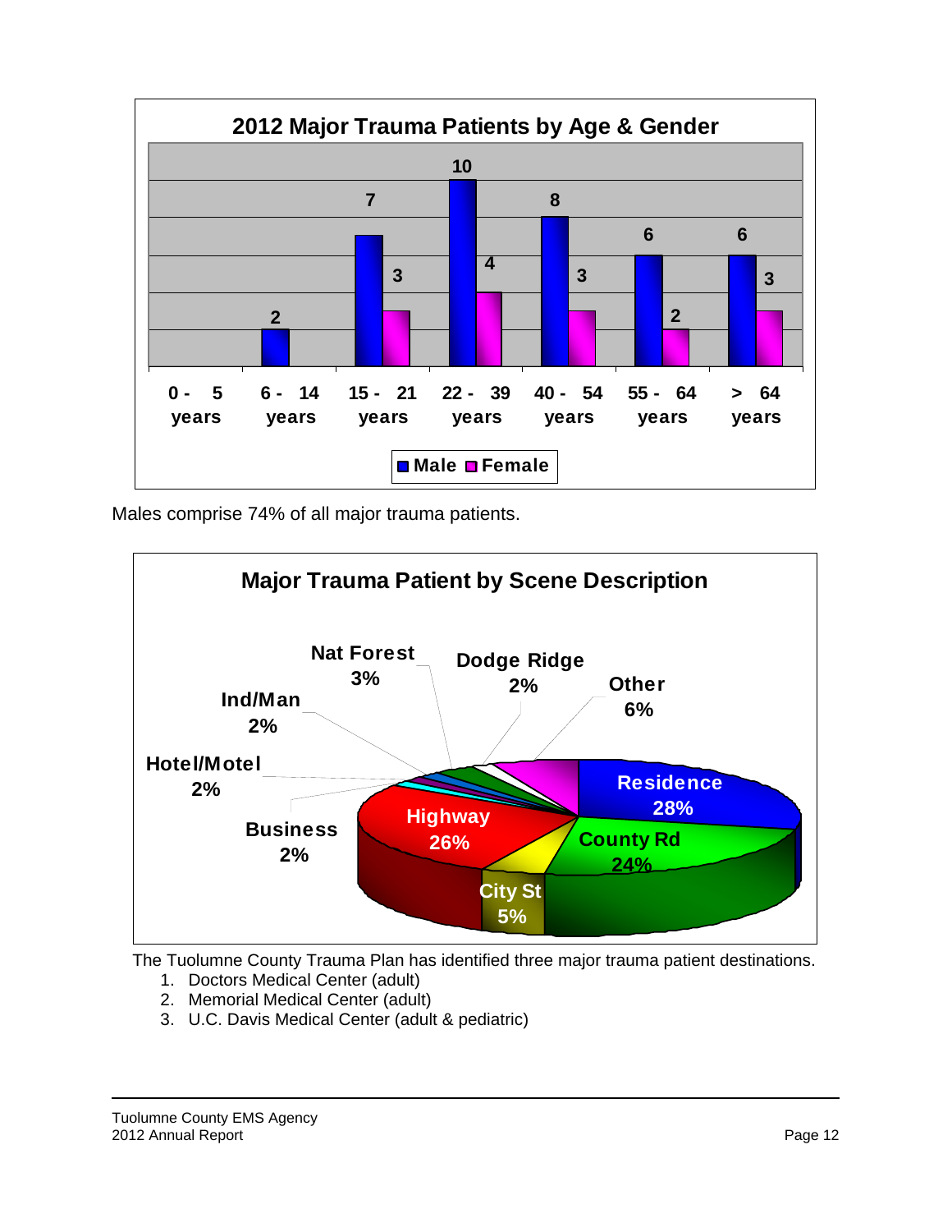## 2012 Major Trauma Patients by Age & Gender

| Age | Male | Female |
|---|---|---|
| 0 - 5 years | | |
| 6 - 14 years | 2 | |
| 15 - 21 years | 7 | 3 |
| 22 - 39 years | 10 | 4 |
| 40 - 54 years | 8 | 3 |
| 55 - 64 years | 6 | 2 |
| > 64 years | 6 | 3 |

Males comprise 74% of all major trauma patients.

## Major Trauma Patient by Scene Description

| Scene | Percent |
|---|---|
| Residence | 28% |
| Highway | 26% |
| County Rd | 24% |
| Other | 6% |
| City St | 5% |
| Nat Forest | 3% |
| Dodge Ridge | 2% |
| Ind/Man | 2% |
| Hotel/Motel | 2% |
| Business | 2% |

The Tuolumne County Trauma Plan has identified three major trauma patient destinations.

1. Doctors Medical Center (adult)
2. Memorial Medical Center (adult)
3. U.C. Davis Medical Center (adult & pediatric)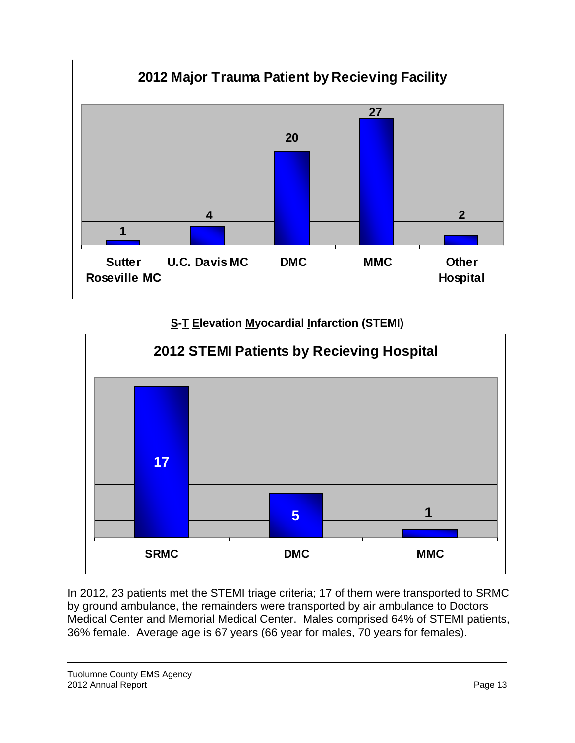**2012 Major Trauma Patient by Recieving Facility**

| Facility | Patients |
|---|---|
| Sutter Roseville MC | 1 |
| U.C. Davis MC | 4 |
| DMC | 20 |
| MMC | 27 |
| Other Hospital | 2 |

## S-T Elevation Myocardial Infarction (STEMI)

**2012 STEMI Patients by Recieving Hospital**

| Hospital | Patients |
|---|---|
| SRMC | 17 |
| DMC | 5 |
| MMC | 1 |

In 2012, 23 patients met the STEMI triage criteria; 17 of them were transported to SRMC by ground ambulance, the remainders were transported by air ambulance to Doctors Medical Center and Memorial Medical Center. Males comprised 64% of STEMI patients, 36% female. Average age is 67 years (66 year for males, 70 years for females).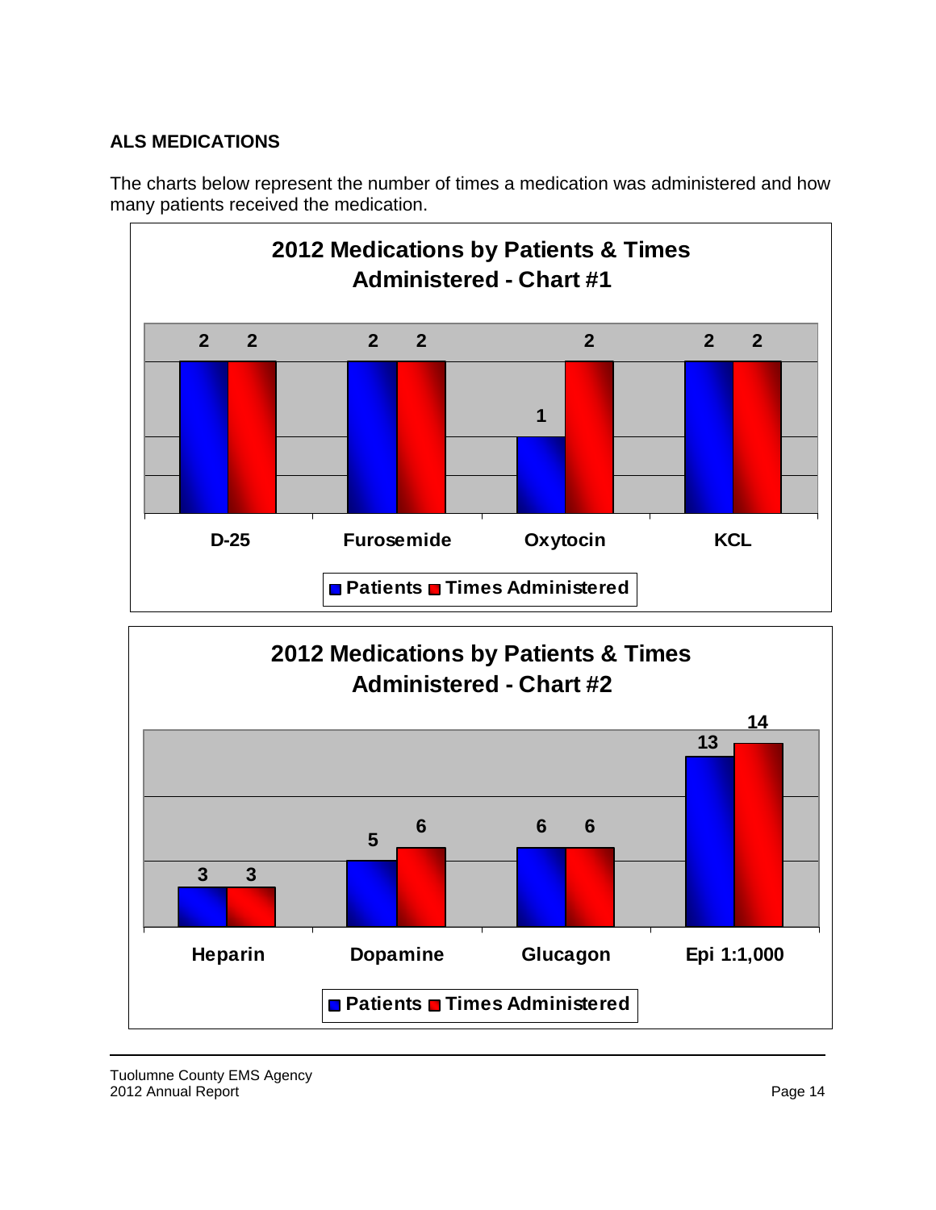## ALS MEDICATIONS

The charts below represent the number of times a medication was administered and how many patients received the medication.

**2012 Medications by Patients & Times Administered - Chart #1**

| Medication | Patients | Times Administered |
|---|---|---|
| D-25 | 2 | 2 |
| Furosemide | 2 | 2 |
| Oxytocin | 1 | 2 |
| KCL | 2 | 2 |

**2012 Medications by Patients & Times Administered - Chart #2**

| Medication | Patients | Times Administered |
|---|---|---|
| Heparin | 3 | 3 |
| Dopamine | 5 | 6 |
| Glucagon | 6 | 6 |
| Epi 1:1,000 | 13 | 14 |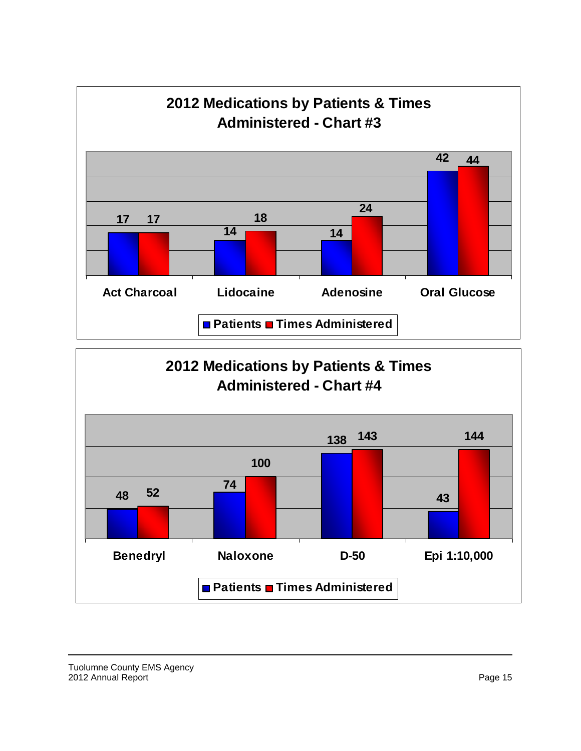## 2012 Medications by Patients & Times Administered - Chart #3

| | Patients | Times Administered |
|---|---|---|
| Act Charcoal | 17 | 17 |
| Lidocaine | 14 | 18 |
| Adenosine | 14 | 24 |
| Oral Glucose | 42 | 44 |

## 2012 Medications by Patients & Times Administered - Chart #4

| | Patients | Times Administered |
|---|---|---|
| Benedryl | 48 | 52 |
| Naloxone | 74 | 100 |
| D-50 | 138 | 143 |
| Epi 1:10,000 | 43 | 144 |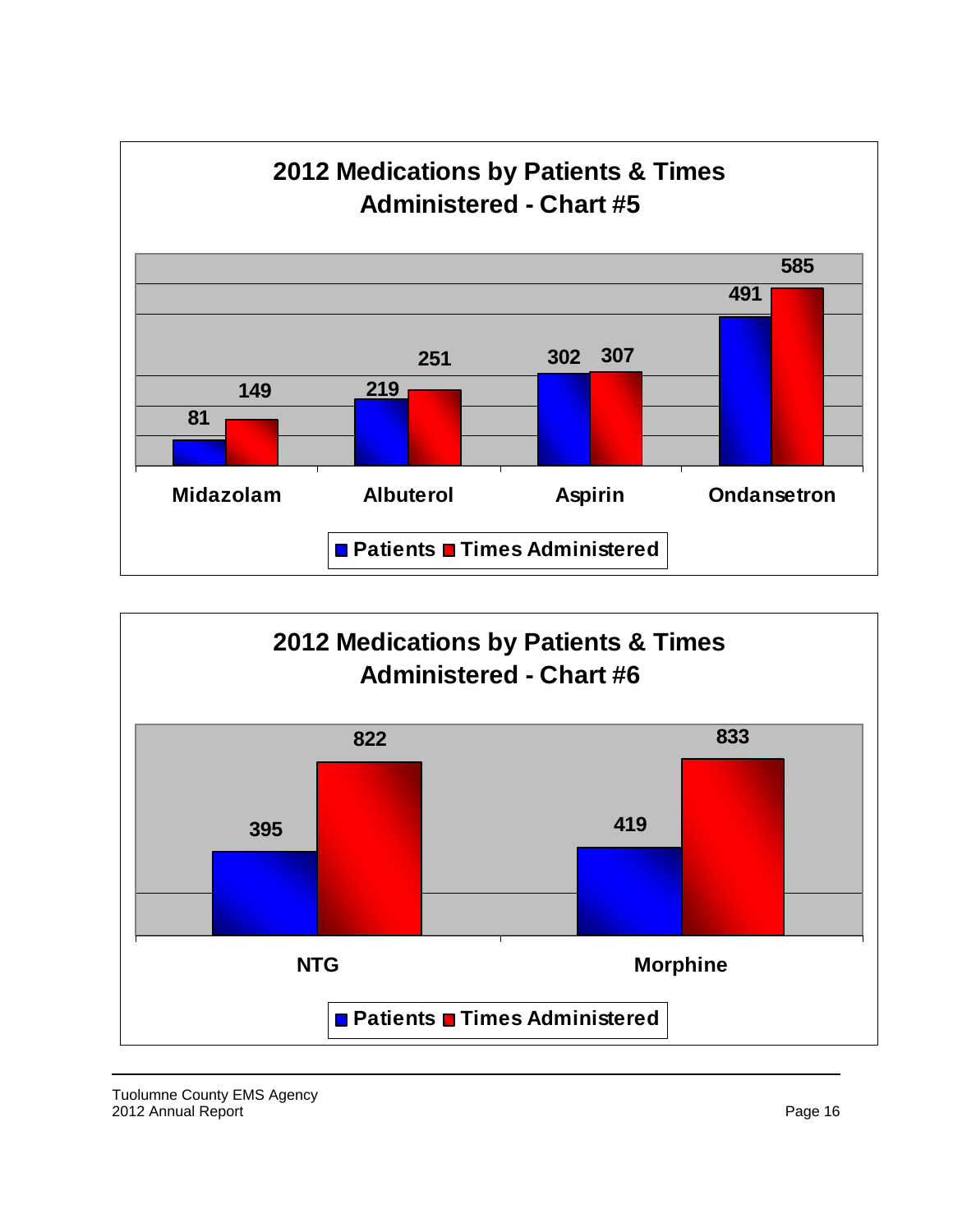## 2012 Medications by Patients & Times Administered - Chart #5

| Medication | Patients | Times Administered |
|---|---|---|
| Midazolam | 81 | 149 |
| Albuterol | 219 | 251 |
| Aspirin | 302 | 307 |
| Ondansetron | 491 | 585 |

## 2012 Medications by Patients & Times Administered - Chart #6

| Medication | Patients | Times Administered |
|---|---|---|
| NTG | 395 | 822 |
| Morphine | 419 | 833 |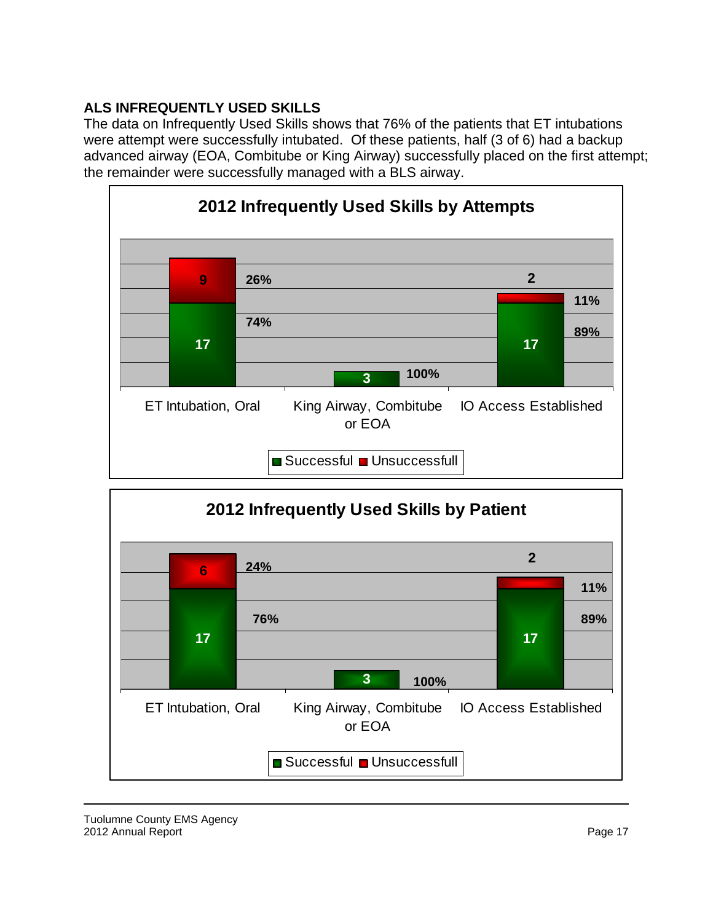## ALS INFREQUENTLY USED SKILLS

The data on Infrequently Used Skills shows that 76% of the patients that ET intubations were attempt were successfully intubated. Of these patients, half (3 of 6) had a backup advanced airway (EOA, Combitube or King Airway) successfully placed on the first attempt; the remainder were successfully managed with a BLS airway.

**2012 Infrequently Used Skills by Attempts**

| Skill | Successful | Unsuccessfull |
|---|---|---|
| ET Intubation, Oral | 17 (74%) | 9 (26%) |
| King Airway, Combitube or EOA | 3 (100%) | |
| IO Access Established | 17 (89%) | 2 (11%) |

**2012 Infrequently Used Skills by Patient**

| Skill | Successful | Unsuccessfull |
|---|---|---|
| ET Intubation, Oral | 17 (76%) | 6 (24%) |
| King Airway, Combitube or EOA | 3 (100%) | |
| IO Access Established | 17 (89%) | 2 (11%) |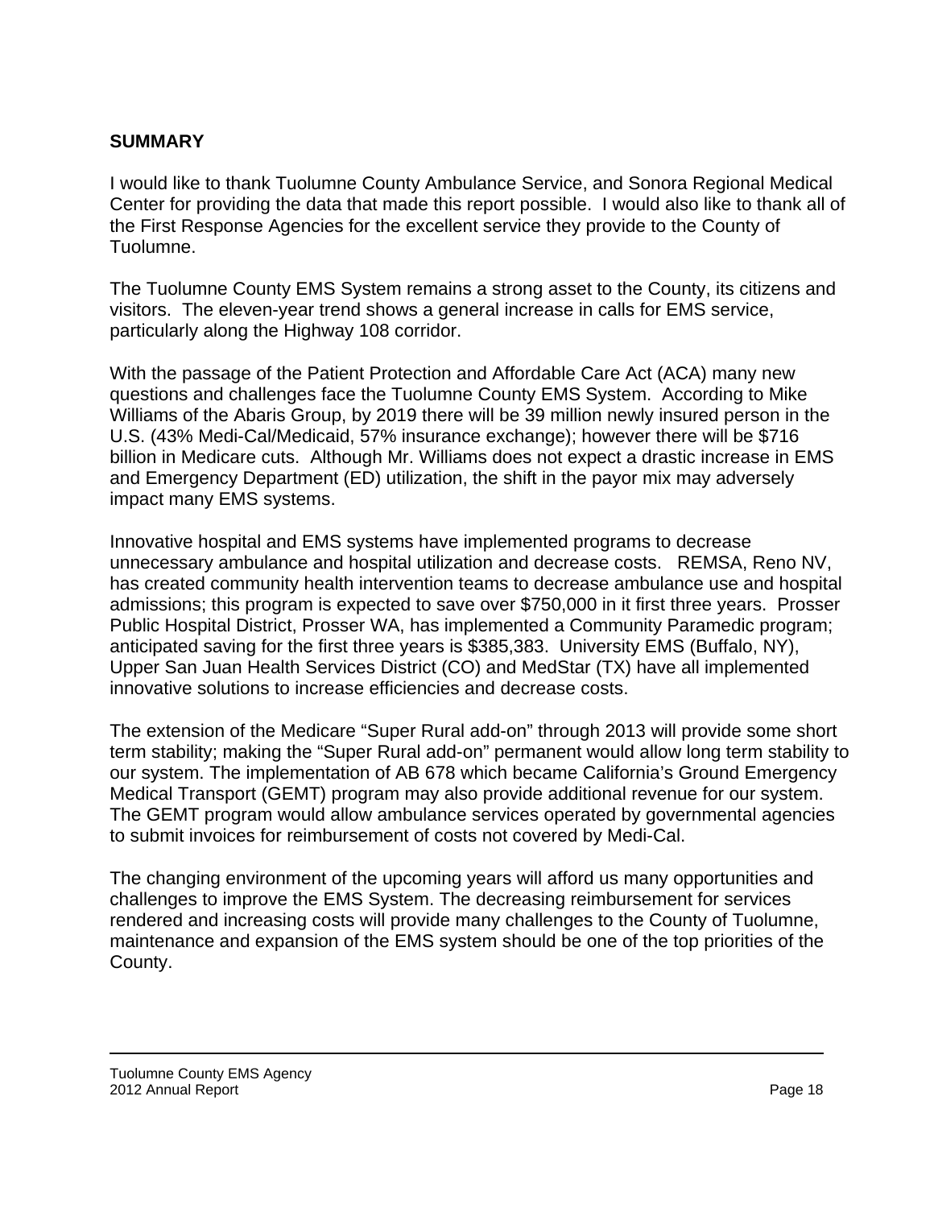## SUMMARY

I would like to thank Tuolumne County Ambulance Service, and Sonora Regional Medical Center for providing the data that made this report possible. I would also like to thank all of the First Response Agencies for the excellent service they provide to the County of Tuolumne.

The Tuolumne County EMS System remains a strong asset to the County, its citizens and visitors. The eleven-year trend shows a general increase in calls for EMS service, particularly along the Highway 108 corridor.

With the passage of the Patient Protection and Affordable Care Act (ACA) many new questions and challenges face the Tuolumne County EMS System. According to Mike Williams of the Abaris Group, by 2019 there will be 39 million newly insured person in the U.S. (43% Medi-Cal/Medicaid, 57% insurance exchange); however there will be $716 billion in Medicare cuts. Although Mr. Williams does not expect a drastic increase in EMS and Emergency Department (ED) utilization, the shift in the payor mix may adversely impact many EMS systems.

Innovative hospital and EMS systems have implemented programs to decrease unnecessary ambulance and hospital utilization and decrease costs. REMSA, Reno NV, has created community health intervention teams to decrease ambulance use and hospital admissions; this program is expected to save over $750,000 in it first three years. Prosser Public Hospital District, Prosser WA, has implemented a Community Paramedic program; anticipated saving for the first three years is $385,383. University EMS (Buffalo, NY), Upper San Juan Health Services District (CO) and MedStar (TX) have all implemented innovative solutions to increase efficiencies and decrease costs.

The extension of the Medicare "Super Rural add-on" through 2013 will provide some short term stability; making the "Super Rural add-on" permanent would allow long term stability to our system. The implementation of AB 678 which became California's Ground Emergency Medical Transport (GEMT) program may also provide additional revenue for our system. The GEMT program would allow ambulance services operated by governmental agencies to submit invoices for reimbursement of costs not covered by Medi-Cal.

The changing environment of the upcoming years will afford us many opportunities and challenges to improve the EMS System. The decreasing reimbursement for services rendered and increasing costs will provide many challenges to the County of Tuolumne, maintenance and expansion of the EMS system should be one of the top priorities of the County.